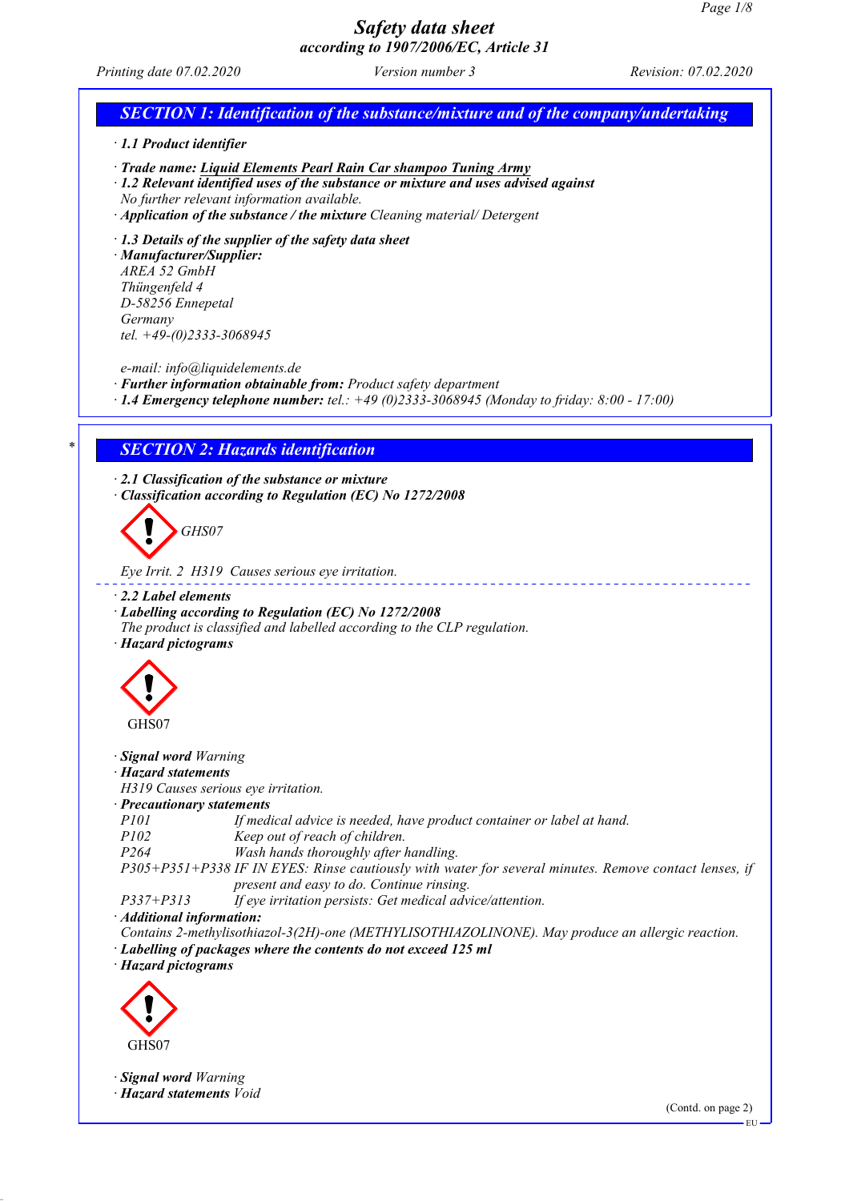# Safety data sheet

*according to 1907/2006/EC, Article 31*

*Printing date 07.02.2020* — *Version number 3* — *Revision: 07.02.2020*

## SECTION 1: Identification of the substance/mixture and of the company/undertaking

· **1.1 Product identifier**

· **Trade name: Liquid Elements Pearl Rain Car shampoo Tuning Army**
· **1.2 Relevant identified uses of the substance or mixture and uses advised against**
No further relevant information available.
· **Application of the substance / the mixture** Cleaning material/ Detergent

· **1.3 Details of the supplier of the safety data sheet**
· **Manufacturer/Supplier:**
AREA 52 GmbH
Thüngenfeld 4
D-58256 Ennepetal
Germany
tel. +49-(0)2333-3068945

e-mail: info@liquidelements.de
· **Further information obtainable from:** Product safety department
· **1.4 Emergency telephone number:** tel.: +49 (0)2333-3068945 (Monday to friday: 8:00 - 17:00)

## * SECTION 2: Hazards identification

· **2.1 Classification of the substance or mixture**
· **Classification according to Regulation (EC) No 1272/2008**

GHS07

Eye Irrit. 2 H319 Causes serious eye irritation.

· **2.2 Label elements**
· **Labelling according to Regulation (EC) No 1272/2008**
The product is classified and labelled according to the CLP regulation.
· **Hazard pictograms**

GHS07

· **Signal word** Warning
· **Hazard statements**
H319 Causes serious eye irritation.
· **Precautionary statements**

| | |
|---|---|
| P101 | If medical advice is needed, have product container or label at hand. |
| P102 | Keep out of reach of children. |
| P264 | Wash hands thoroughly after handling. |
| P305+P351+P338 | IF IN EYES: Rinse cautiously with water for several minutes. Remove contact lenses, if present and easy to do. Continue rinsing. |
| P337+P313 | If eye irritation persists: Get medical advice/attention. |

· **Additional information:**
Contains 2-methylisothiazol-3(2H)-one (METHYLISOTHIAZOLINONE). May produce an allergic reaction.
· **Labelling of packages where the contents do not exceed 125 ml**
· **Hazard pictograms**

GHS07

· **Signal word** Warning
· **Hazard statements** Void

(Contd. on page 2)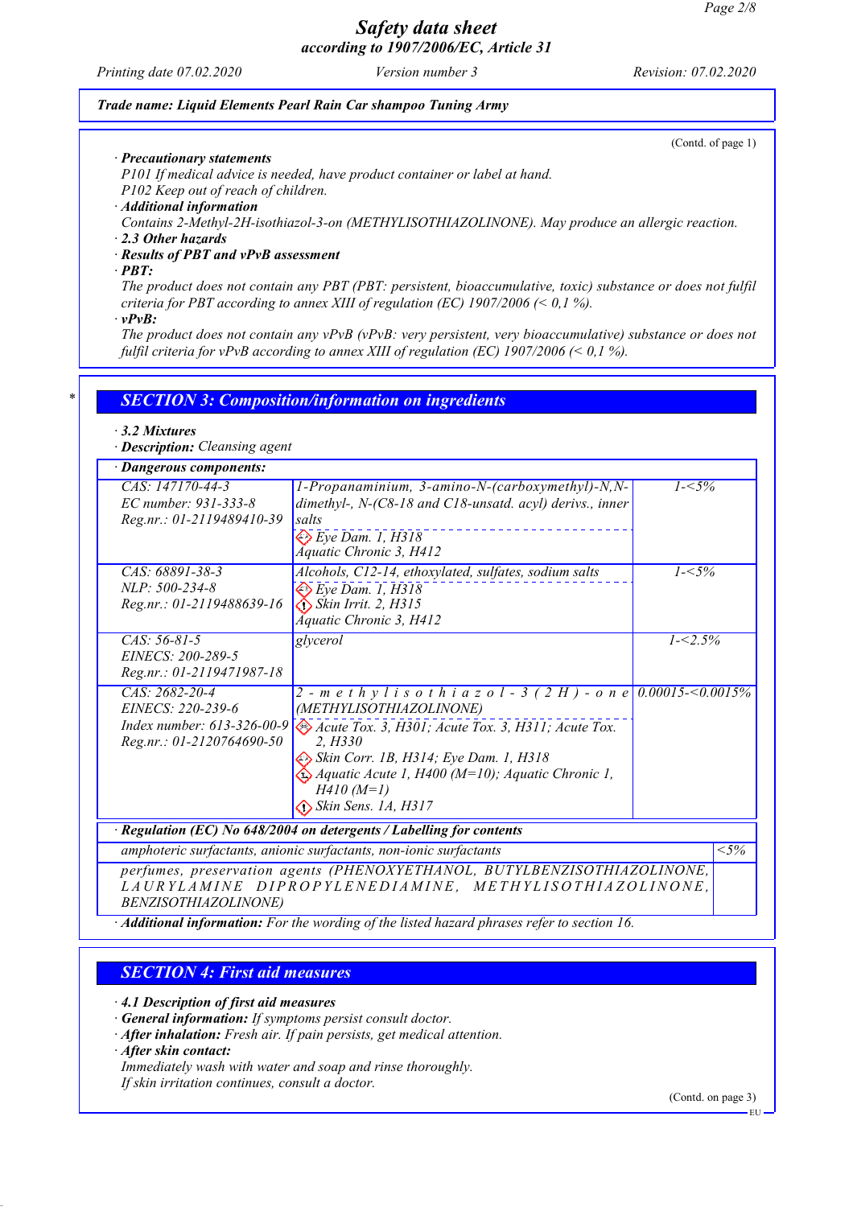(Contd. of page 1)

· **Precautionary statements**
P101 If medical advice is needed, have product container or label at hand.
P102 Keep out of reach of children.
· **Additional information**
Contains 2-Methyl-2H-isothiazol-3-on (METHYLISOTHIAZOLINONE). May produce an allergic reaction.
· **2.3 Other hazards**
· **Results of PBT and vPvB assessment**
· **PBT:**
The product does not contain any PBT (PBT: persistent, bioaccumulative, toxic) substance or does not fulfil criteria for PBT according to annex XIII of regulation (EC) 1907/2006 (< 0,1 %).
· **vPvB:**
The product does not contain any vPvB (vPvB: very persistent, very bioaccumulative) substance or does not fulfil criteria for vPvB according to annex XIII of regulation (EC) 1907/2006 (< 0,1 %).

## SECTION 3: Composition/information on ingredients

· **3.2 Mixtures**
· **Description:** Cleansing agent

· **Dangerous components:**

| | | |
|---|---|---|
| CAS: 147170-44-3<br>EC number: 931-333-8<br>Reg.nr.: 01-2119489410-39 | 1-Propanaminium, 3-amino-N-(carboxymethyl)-N,N-dimethyl-, N-(C8-18 and C18-unsatd. acyl) derivs., inner salts<br>Eye Dam. 1, H318<br>Aquatic Chronic 3, H412 | 1-<5% |
| CAS: 68891-38-3<br>NLP: 500-234-8<br>Reg.nr.: 01-2119488639-16 | Alcohols, C12-14, ethoxylated, sulfates, sodium salts<br>Eye Dam. 1, H318<br>Skin Irrit. 2, H315<br>Aquatic Chronic 3, H412 | 1-<5% |
| CAS: 56-81-5<br>EINECS: 200-289-5<br>Reg.nr.: 01-2119471987-18 | glycerol | 1-<2.5% |
| CAS: 2682-20-4<br>EINECS: 220-239-6<br>Index number: 613-326-00-9<br>Reg.nr.: 01-2120764690-50 | 2-methylisothiazol-3(2H)-one (METHYLISOTHIAZOLINONE)<br>Acute Tox. 3, H301; Acute Tox. 3, H311; Acute Tox. 2, H330<br>Skin Corr. 1B, H314; Eye Dam. 1, H318<br>Aquatic Acute 1, H400 (M=10); Aquatic Chronic 1, H410 (M=1)<br>Skin Sens. 1A, H317 | 0.00015-<0.0015% |

· **Regulation (EC) No 648/2004 on detergents / Labelling for contents**

| | |
|---|---|
| amphoteric surfactants, anionic surfactants, non-ionic surfactants | <5% |
| perfumes, preservation agents (PHENOXYETHANOL, BUTYLBENZISOTHIAZOLINONE, LAURYLAMINE DIPROPYLENEDIAMINE, METHYLISOTHIAZOLINONE, BENZISOTHIAZOLINONE) | |

· **Additional information:** For the wording of the listed hazard phrases refer to section 16.

## SECTION 4: First aid measures

· **4.1 Description of first aid measures**
· **General information:** If symptoms persist consult doctor.
· **After inhalation:** Fresh air. If pain persists, get medical attention.
· **After skin contact:**
Immediately wash with water and soap and rinse thoroughly.
If skin irritation continues, consult a doctor.

(Contd. on page 3)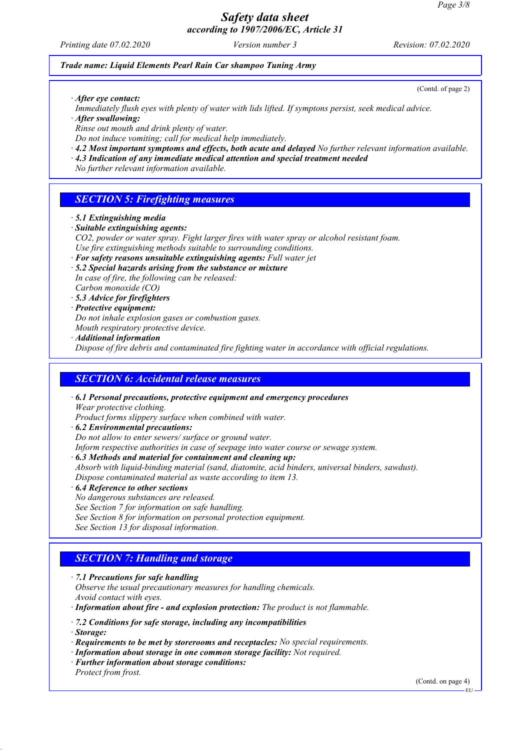*Trade name: Liquid Elements Pearl Rain Car shampoo Tuning Army*

(Contd. of page 2)

· ***After eye contact:***
*Immediately flush eyes with plenty of water with lids lifted. If symptoms persist, seek medical advice.*
· ***After swallowing:***
*Rinse out mouth and drink plenty of water.*
*Do not induce vomiting; call for medical help immediately.*
· ***4.2 Most important symptoms and effects, both acute and delayed*** *No further relevant information available.*
· ***4.3 Indication of any immediate medical attention and special treatment needed***
*No further relevant information available.*

## *SECTION 5: Firefighting measures*

· ***5.1 Extinguishing media***
· ***Suitable extinguishing agents:***
*CO2, powder or water spray. Fight larger fires with water spray or alcohol resistant foam.*
*Use fire extinguishing methods suitable to surrounding conditions.*
· ***For safety reasons unsuitable extinguishing agents:*** *Full water jet*
· ***5.2 Special hazards arising from the substance or mixture***
*In case of fire, the following can be released:*
*Carbon monoxide (CO)*
· ***5.3 Advice for firefighters***
· ***Protective equipment:***
*Do not inhale explosion gases or combustion gases.*
*Mouth respiratory protective device.*
· ***Additional information***
*Dispose of fire debris and contaminated fire fighting water in accordance with official regulations.*

## *SECTION 6: Accidental release measures*

· ***6.1 Personal precautions, protective equipment and emergency procedures***
*Wear protective clothing.*
*Product forms slippery surface when combined with water.*
· ***6.2 Environmental precautions:***
*Do not allow to enter sewers/ surface or ground water.*
*Inform respective authorities in case of seepage into water course or sewage system.*
· ***6.3 Methods and material for containment and cleaning up:***
*Absorb with liquid-binding material (sand, diatomite, acid binders, universal binders, sawdust).*
*Dispose contaminated material as waste according to item 13.*
· ***6.4 Reference to other sections***
*No dangerous substances are released.*
*See Section 7 for information on safe handling.*
*See Section 8 for information on personal protection equipment.*
*See Section 13 for disposal information.*

## *SECTION 7: Handling and storage*

· ***7.1 Precautions for safe handling***
*Observe the usual precautionary measures for handling chemicals.*
*Avoid contact with eyes.*
· ***Information about fire - and explosion protection:*** *The product is not flammable.*

· ***7.2 Conditions for safe storage, including any incompatibilities***
· ***Storage:***
· ***Requirements to be met by storerooms and receptacles:*** *No special requirements.*
· ***Information about storage in one common storage facility:*** *Not required.*
· ***Further information about storage conditions:***
*Protect from frost.*

(Contd. on page 4)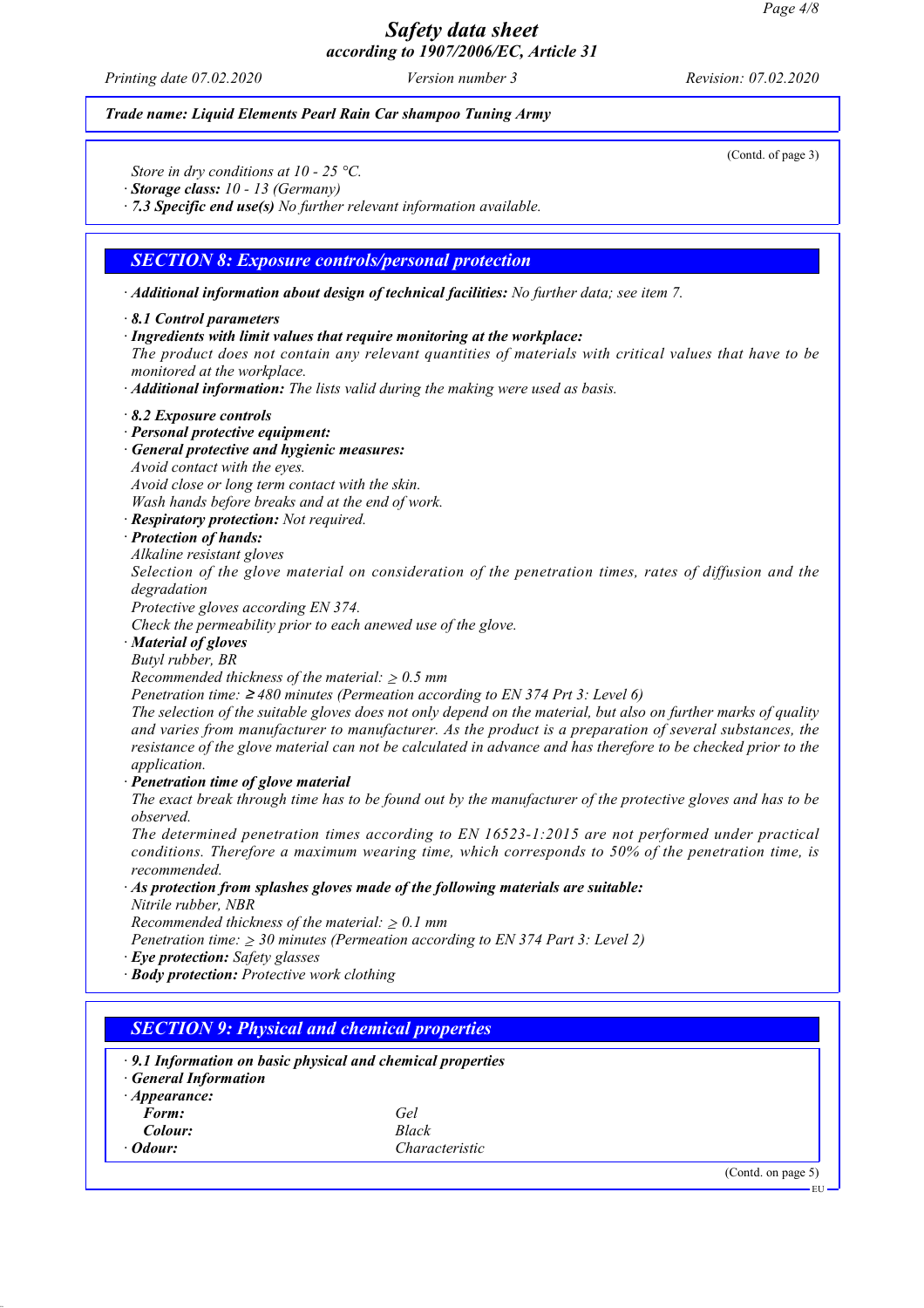*Trade name: Liquid Elements Pearl Rain Car shampoo Tuning Army*

(Contd. of page 3)

Store in dry conditions at 10 - 25 °C.
· **Storage class:** 10 - 13 (Germany)
· **7.3 Specific end use(s)** No further relevant information available.

## SECTION 8: Exposure controls/personal protection

· **Additional information about design of technical facilities:** No further data; see item 7.

· **8.1 Control parameters**
· **Ingredients with limit values that require monitoring at the workplace:**
The product does not contain any relevant quantities of materials with critical values that have to be monitored at the workplace.
· **Additional information:** The lists valid during the making were used as basis.

· **8.2 Exposure controls**
· **Personal protective equipment:**
· **General protective and hygienic measures:**
Avoid contact with the eyes.
Avoid close or long term contact with the skin.
Wash hands before breaks and at the end of work.
· **Respiratory protection:** Not required.
· **Protection of hands:**
Alkaline resistant gloves
Selection of the glove material on consideration of the penetration times, rates of diffusion and the degradation
Protective gloves according EN 374.
Check the permeability prior to each anewed use of the glove.
· **Material of gloves**
Butyl rubber, BR
Recommended thickness of the material: ≥ 0.5 mm
Penetration time: ≥ 480 minutes (Permeation according to EN 374 Prt 3: Level 6)
The selection of the suitable gloves does not only depend on the material, but also on further marks of quality and varies from manufacturer to manufacturer. As the product is a preparation of several substances, the resistance of the glove material can not be calculated in advance and has therefore to be checked prior to the application.
· **Penetration time of glove material**
The exact break through time has to be found out by the manufacturer of the protective gloves and has to be observed.
The determined penetration times according to EN 16523-1:2015 are not performed under practical conditions. Therefore a maximum wearing time, which corresponds to 50% of the penetration time, is recommended.
· **As protection from splashes gloves made of the following materials are suitable:**
Nitrile rubber, NBR
Recommended thickness of the material: ≥ 0.1 mm
Penetration time: ≥ 30 minutes (Permeation according to EN 374 Part 3: Level 2)
· **Eye protection:** Safety glasses
· **Body protection:** Protective work clothing

## SECTION 9: Physical and chemical properties

· **9.1 Information on basic physical and chemical properties**
· **General Information**
· **Appearance:**

| | |
|---|---|
| **Form:** | Gel |
| **Colour:** | Black |
| · **Odour:** | Characteristic |

(Contd. on page 5)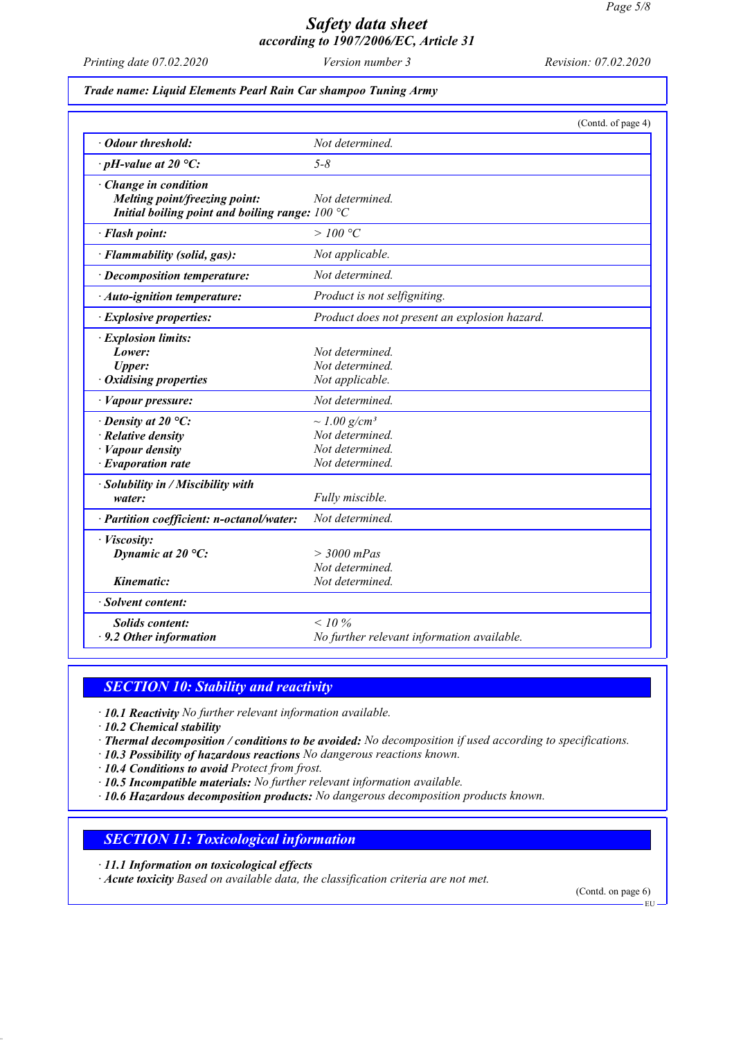Trade name: Liquid Elements Pearl Rain Car shampoo Tuning Army

(Contd. of page 4)

| Property | Value |
|---|---|
| · Odour threshold: | Not determined. |
| · pH-value at 20 °C: | 5-8 |
| · Change in condition | |
| Melting point/freezing point: | Not determined. |
| Initial boiling point and boiling range: | 100 °C |
| · Flash point: | > 100 °C |
| · Flammability (solid, gas): | Not applicable. |
| · Decomposition temperature: | Not determined. |
| · Auto-ignition temperature: | Product is not selfigniting. |
| · Explosive properties: | Product does not present an explosion hazard. |
| · Explosion limits: | |
| Lower: | Not determined. |
| Upper: | Not determined. |
| · Oxidising properties | Not applicable. |
| · Vapour pressure: | Not determined. |
| · Density at 20 °C: | ~ 1.00 $g/cm^3$ |
| · Relative density | Not determined. |
| · Vapour density | Not determined. |
| · Evaporation rate | Not determined. |
| · Solubility in / Miscibility with water: | Fully miscible. |
| · Partition coefficient: n-octanol/water: | Not determined. |
| · Viscosity: | |
| Dynamic at 20 °C: | > 3000 mPas |
| | Not determined. |
| Kinematic: | Not determined. |
| · Solvent content: | |
| Solids content: | < 10 % |
| · 9.2 Other information | No further relevant information available. |

## SECTION 10: Stability and reactivity

- · **10.1 Reactivity** No further relevant information available.
- · **10.2 Chemical stability**
- · **Thermal decomposition / conditions to be avoided:** No decomposition if used according to specifications.
- · **10.3 Possibility of hazardous reactions** No dangerous reactions known.
- · **10.4 Conditions to avoid** Protect from frost.
- · **10.5 Incompatible materials:** No further relevant information available.
- · **10.6 Hazardous decomposition products:** No dangerous decomposition products known.

## SECTION 11: Toxicological information

- · **11.1 Information on toxicological effects**
- · **Acute toxicity** Based on available data, the classification criteria are not met.

(Contd. on page 6)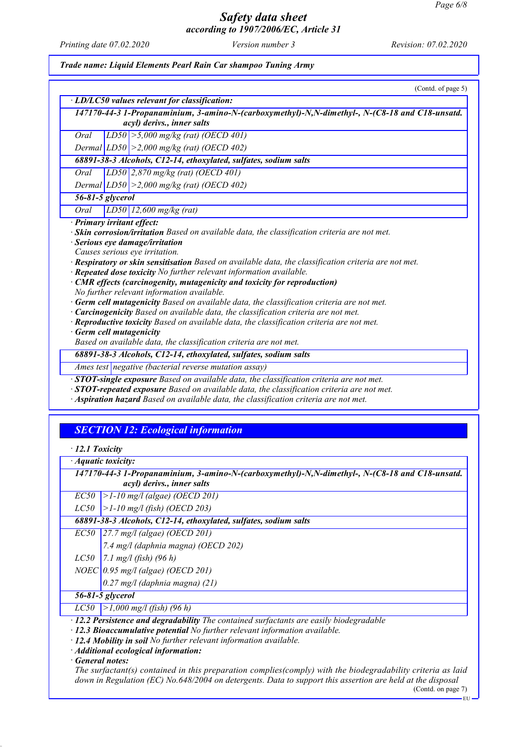*Safety data sheet*
*according to 1907/2006/EC, Article 31*

*Printing date 07.02.2020* *Version number 3* *Revision: 07.02.2020*

***Trade name: Liquid Elements Pearl Rain Car shampoo Tuning Army***

(Contd. of page 5)

*· **LD/LC50 values relevant for classification:***

| ***147170-44-3 1-Propanaminium, 3-amino-N-(carboxymethyl)-N,N-dimethyl-, N-(C8-18 and C18-unsatd. acyl) derivs., inner salts*** | | |
|---|---|---|
| *Oral* | *LD50* | *>5,000 mg/kg (rat) (OECD 401)* |
| *Dermal* | *LD50* | *>2,000 mg/kg (rat) (OECD 402)* |
| ***68891-38-3 Alcohols, C12-14, ethoxylated, sulfates, sodium salts*** | | |
| *Oral* | *LD50* | *2,870 mg/kg (rat) (OECD 401)* |
| *Dermal* | *LD50* | *>2,000 mg/kg (rat) (OECD 402)* |
| ***56-81-5 glycerol*** | | |
| *Oral* | *LD50* | *12,600 mg/kg (rat)* |

*· **Primary irritant effect:***
*· **Skin corrosion/irritation** Based on available data, the classification criteria are not met.*
*· **Serious eye damage/irritation***
*Causes serious eye irritation.*
*· **Respiratory or skin sensitisation** Based on available data, the classification criteria are not met.*
*· **Repeated dose toxicity** No further relevant information available.*
*· **CMR effects (carcinogenity, mutagenicity and toxicity for reproduction)***
*No further relevant information available.*
*· **Germ cell mutagenicity** Based on available data, the classification criteria are not met.*
*· **Carcinogenicity** Based on available data, the classification criteria are not met.*
*· **Reproductive toxicity** Based on available data, the classification criteria are not met.*
*· **Germ cell mutagenicity***
*Based on available data, the classification criteria are not met.*

| ***68891-38-3 Alcohols, C12-14, ethoxylated, sulfates, sodium salts*** | |
|---|---|
| *Ames test* | *negative (bacterial reverse mutation assay)* |

*· **STOT-single exposure** Based on available data, the classification criteria are not met.*
*· **STOT-repeated exposure** Based on available data, the classification criteria are not met.*
*· **Aspiration hazard** Based on available data, the classification criteria are not met.*

## *SECTION 12: Ecological information*

*· **12.1 Toxicity***

*· **Aquatic toxicity:***

| ***147170-44-3 1-Propanaminium, 3-amino-N-(carboxymethyl)-N,N-dimethyl-, N-(C8-18 and C18-unsatd. acyl) derivs., inner salts*** | |
|---|---|
| *EC50* | *>1-10 mg/l (algae) (OECD 201)* |
| *LC50* | *>1-10 mg/l (fish) (OECD 203)* |
| ***68891-38-3 Alcohols, C12-14, ethoxylated, sulfates, sodium salts*** | |
| *EC50* | *27.7 mg/l (algae) (OECD 201)* |
| | *7.4 mg/l (daphnia magna) (OECD 202)* |
| *LC50* | *7.1 mg/l (fish) (96 h)* |
| *NOEC* | *0.95 mg/l (algae) (OECD 201)* |
| | *0.27 mg/l (daphnia magna) (21)* |
| ***56-81-5 glycerol*** | |
| *LC50* | *>1,000 mg/l (fish) (96 h)* |

*· **12.2 Persistence and degradability** The contained surfactants are easily biodegradable*
*· **12.3 Bioaccumulative potential** No further relevant information available.*
*· **12.4 Mobility in soil** No further relevant information available.*
*· **Additional ecological information:***
*· **General notes:***
*The surfactant(s) contained in this preparation complies(comply) with the biodegradability criteria as laid down in Regulation (EC) No.648/2004 on detergents. Data to support this assertion are held at the disposal*

(Contd. on page 7)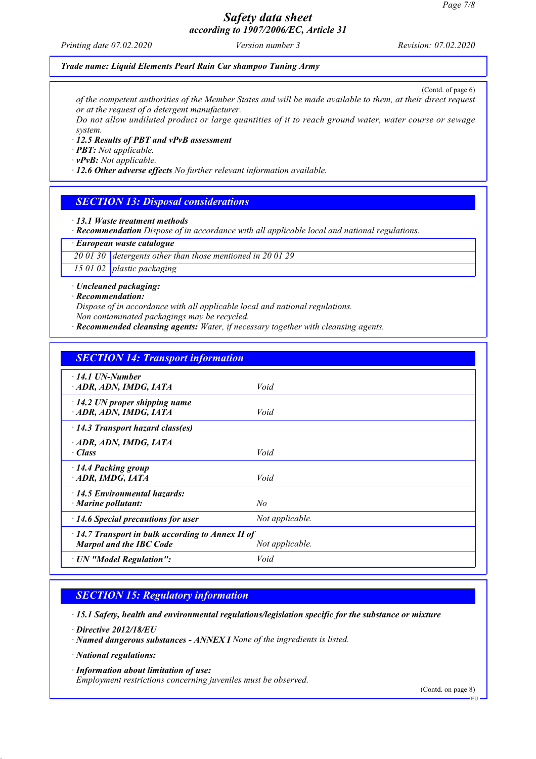(Contd. of page 6)

*of the competent authorities of the Member States and will be made available to them, at their direct request or at the request of a detergent manufacturer.*
*Do not allow undiluted product or large quantities of it to reach ground water, water course or sewage system.*

· ***12.5 Results of PBT and vPvB assessment***
· ***PBT:*** *Not applicable.*
· ***vPvB:*** *Not applicable.*
· ***12.6 Other adverse effects*** *No further relevant information available.*

## *SECTION 13: Disposal considerations*

· ***13.1 Waste treatment methods***
· ***Recommendation*** *Dispose of in accordance with all applicable local and national regulations.*

| · ***European waste catalogue*** | |
|---|---|
| *20 01 30* | *detergents other than those mentioned in 20 01 29* |
| *15 01 02* | *plastic packaging* |

· ***Uncleaned packaging:***
· ***Recommendation:***
*Dispose of in accordance with all applicable local and national regulations.*
*Non contaminated packagings may be recycled.*
· ***Recommended cleansing agents:*** *Water, if necessary together with cleansing agents.*

## *SECTION 14: Transport information*

| | |
|---|---|
| · ***14.1 UN-Number***<br>· ***ADR, ADN, IMDG, IATA*** | *Void* |
| · ***14.2 UN proper shipping name***<br>· ***ADR, ADN, IMDG, IATA*** | *Void* |
| · ***14.3 Transport hazard class(es)***<br>· ***ADR, ADN, IMDG, IATA***<br>· ***Class*** | *Void* |
| · ***14.4 Packing group***<br>· ***ADR, IMDG, IATA*** | *Void* |
| · ***14.5 Environmental hazards:***<br>· ***Marine pollutant:*** | *No* |
| · ***14.6 Special precautions for user*** | *Not applicable.* |
| · ***14.7 Transport in bulk according to Annex II of Marpol and the IBC Code*** | *Not applicable.* |
| · ***UN "Model Regulation":*** | *Void* |

## *SECTION 15: Regulatory information*

· ***15.1 Safety, health and environmental regulations/legislation specific for the substance or mixture***

· ***Directive 2012/18/EU***
· ***Named dangerous substances - ANNEX I*** *None of the ingredients is listed.*

· ***National regulations:***

· ***Information about limitation of use:***
*Employment restrictions concerning juveniles must be observed.*

(Contd. on page 8)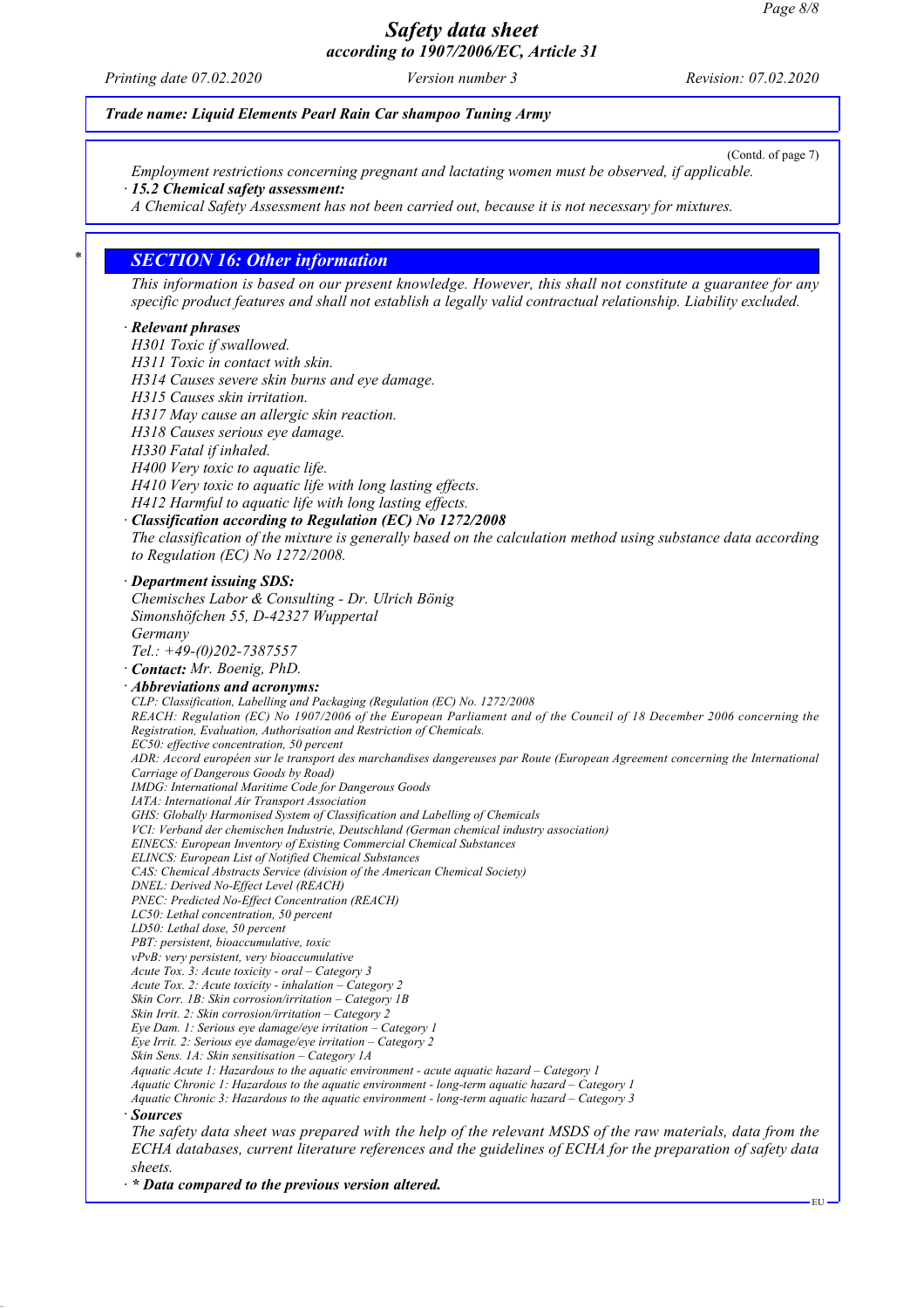*Trade name: Liquid Elements Pearl Rain Car shampoo Tuning Army*

(Contd. of page 7)

*Employment restrictions concerning pregnant and lactating women must be observed, if applicable.*

· ***15.2 Chemical safety assessment:***

*A Chemical Safety Assessment has not been carried out, because it is not necessary for mixtures.*

## * *SECTION 16: Other information*

*This information is based on our present knowledge. However, this shall not constitute a guarantee for any specific product features and shall not establish a legally valid contractual relationship. Liability excluded.*

· ***Relevant phrases***

*H301 Toxic if swallowed.*
*H311 Toxic in contact with skin.*
*H314 Causes severe skin burns and eye damage.*
*H315 Causes skin irritation.*
*H317 May cause an allergic skin reaction.*
*H318 Causes serious eye damage.*
*H330 Fatal if inhaled.*
*H400 Very toxic to aquatic life.*
*H410 Very toxic to aquatic life with long lasting effects.*
*H412 Harmful to aquatic life with long lasting effects.*

· ***Classification according to Regulation (EC) No 1272/2008***

*The classification of the mixture is generally based on the calculation method using substance data according to Regulation (EC) No 1272/2008.*

· ***Department issuing SDS:***

*Chemisches Labor & Consulting - Dr. Ulrich Bönig*
*Simonshöfchen 55, D-42327 Wuppertal*
*Germany*
*Tel.: +49-(0)202-7387557*

· ***Contact:*** *Mr. Boenig, PhD.*

· ***Abbreviations and acronyms:***

*CLP: Classification, Labelling and Packaging (Regulation (EC) No. 1272/2008*
*REACH: Regulation (EC) No 1907/2006 of the European Parliament and of the Council of 18 December 2006 concerning the Registration, Evaluation, Authorisation and Restriction of Chemicals.*
*EC50: effective concentration, 50 percent*
*ADR: Accord européen sur le transport des marchandises dangereuses par Route (European Agreement concerning the International Carriage of Dangerous Goods by Road)*
*IMDG: International Maritime Code for Dangerous Goods*
*IATA: International Air Transport Association*
*GHS: Globally Harmonised System of Classification and Labelling of Chemicals*
*VCI: Verband der chemischen Industrie, Deutschland (German chemical industry association)*
*EINECS: European Inventory of Existing Commercial Chemical Substances*
*ELINCS: European List of Notified Chemical Substances*
*CAS: Chemical Abstracts Service (division of the American Chemical Society)*
*DNEL: Derived No-Effect Level (REACH)*
*PNEC: Predicted No-Effect Concentration (REACH)*
*LC50: Lethal concentration, 50 percent*
*LD50: Lethal dose, 50 percent*
*PBT: persistent, bioaccumulative, toxic*
*vPvB: very persistent, very bioaccumulative*
*Acute Tox. 3: Acute toxicity - oral – Category 3*
*Acute Tox. 2: Acute toxicity - inhalation – Category 2*
*Skin Corr. 1B: Skin corrosion/irritation – Category 1B*
*Skin Irrit. 2: Skin corrosion/irritation – Category 2*
*Eye Dam. 1: Serious eye damage/eye irritation – Category 1*
*Eye Irrit. 2: Serious eye damage/eye irritation – Category 2*
*Skin Sens. 1A: Skin sensitisation – Category 1A*
*Aquatic Acute 1: Hazardous to the aquatic environment - acute aquatic hazard – Category 1*
*Aquatic Chronic 1: Hazardous to the aquatic environment - long-term aquatic hazard – Category 1*
*Aquatic Chronic 3: Hazardous to the aquatic environment - long-term aquatic hazard – Category 3*

· ***Sources***

*The safety data sheet was prepared with the help of the relevant MSDS of the raw materials, data from the ECHA databases, current literature references and the guidelines of ECHA for the preparation of safety data sheets.*

· ***\* Data compared to the previous version altered.***